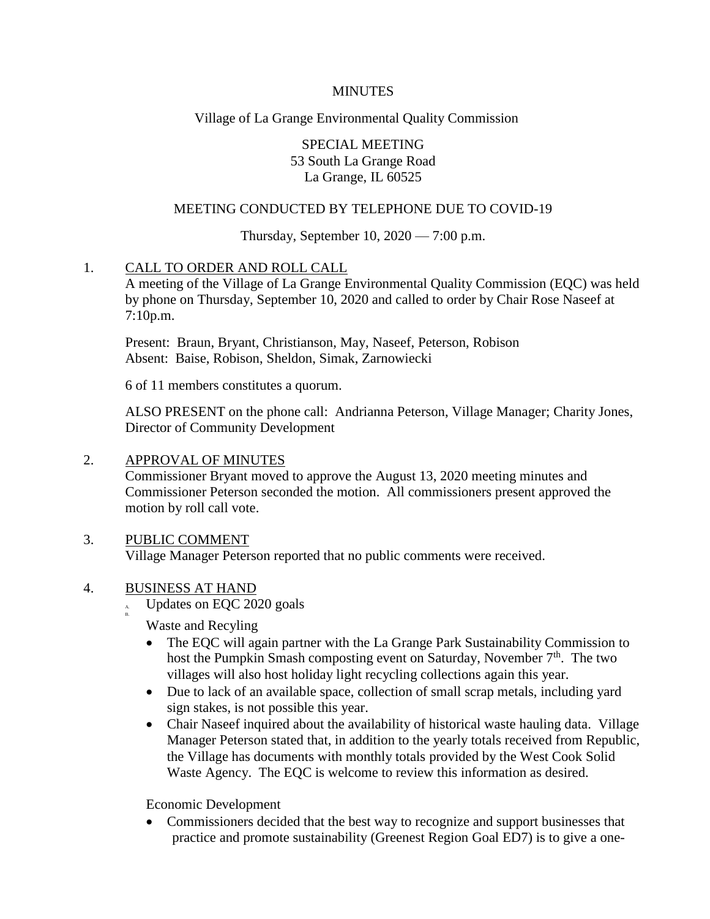MINUTES

Village of La Grange Environmental Quality Commission

SPECIAL MEETING
53 South La Grange Road
La Grange, IL 60525

MEETING CONDUCTED BY TELEPHONE DUE TO COVID-19

Thursday, September 10, 2020 — 7:00 p.m.

1. CALL TO ORDER AND ROLL CALL

A meeting of the Village of La Grange Environmental Quality Commission (EQC) was held by phone on Thursday, September 10, 2020 and called to order by Chair Rose Naseef at 7:10p.m.

Present: Braun, Bryant, Christianson, May, Naseef, Peterson, Robison
Absent: Baise, Robison, Sheldon, Simak, Zarnowiecki

6 of 11 members constitutes a quorum.

ALSO PRESENT on the phone call: Andrianna Peterson, Village Manager; Charity Jones, Director of Community Development

2. APPROVAL OF MINUTES

Commissioner Bryant moved to approve the August 13, 2020 meeting minutes and Commissioner Peterson seconded the motion. All commissioners present approved the motion by roll call vote.

3. PUBLIC COMMENT

Village Manager Peterson reported that no public comments were received.

4. BUSINESS AT HAND

A. Updates on EQC 2020 goals

B.

Waste and Recyling

- The EQC will again partner with the La Grange Park Sustainability Commission to host the Pumpkin Smash composting event on Saturday, November 7th. The two villages will also host holiday light recycling collections again this year.
- Due to lack of an available space, collection of small scrap metals, including yard sign stakes, is not possible this year.
- Chair Naseef inquired about the availability of historical waste hauling data. Village Manager Peterson stated that, in addition to the yearly totals received from Republic, the Village has documents with monthly totals provided by the West Cook Solid Waste Agency. The EQC is welcome to review this information as desired.

Economic Development

- Commissioners decided that the best way to recognize and support businesses that practice and promote sustainability (Greenest Region Goal ED7) is to give a one-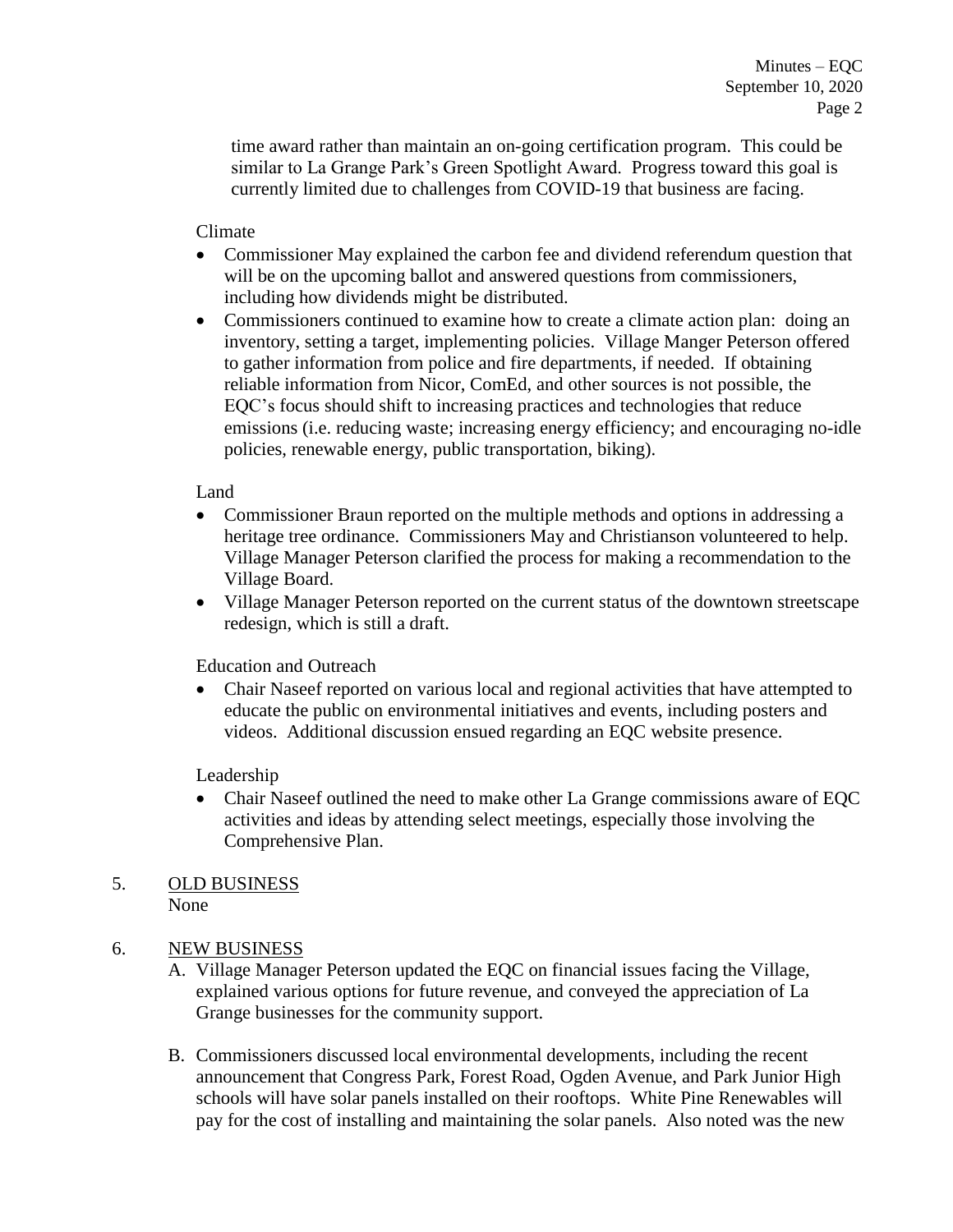time award rather than maintain an on-going certification program. This could be similar to La Grange Park's Green Spotlight Award. Progress toward this goal is currently limited due to challenges from COVID-19 that business are facing.

Climate

- Commissioner May explained the carbon fee and dividend referendum question that will be on the upcoming ballot and answered questions from commissioners, including how dividends might be distributed.
- Commissioners continued to examine how to create a climate action plan: doing an inventory, setting a target, implementing policies. Village Manger Peterson offered to gather information from police and fire departments, if needed. If obtaining reliable information from Nicor, ComEd, and other sources is not possible, the EQC's focus should shift to increasing practices and technologies that reduce emissions (i.e. reducing waste; increasing energy efficiency; and encouraging no-idle policies, renewable energy, public transportation, biking).

Land

- Commissioner Braun reported on the multiple methods and options in addressing a heritage tree ordinance. Commissioners May and Christianson volunteered to help. Village Manager Peterson clarified the process for making a recommendation to the Village Board.
- Village Manager Peterson reported on the current status of the downtown streetscape redesign, which is still a draft.

Education and Outreach

- Chair Naseef reported on various local and regional activities that have attempted to educate the public on environmental initiatives and events, including posters and videos. Additional discussion ensued regarding an EQC website presence.

Leadership

- Chair Naseef outlined the need to make other La Grange commissions aware of EQC activities and ideas by attending select meetings, especially those involving the Comprehensive Plan.

5. <u>OLD BUSINESS</u>
   None

6. <u>NEW BUSINESS</u>
   A. Village Manager Peterson updated the EQC on financial issues facing the Village, explained various options for future revenue, and conveyed the appreciation of La Grange businesses for the community support.

   B. Commissioners discussed local environmental developments, including the recent announcement that Congress Park, Forest Road, Ogden Avenue, and Park Junior High schools will have solar panels installed on their rooftops. White Pine Renewables will pay for the cost of installing and maintaining the solar panels. Also noted was the new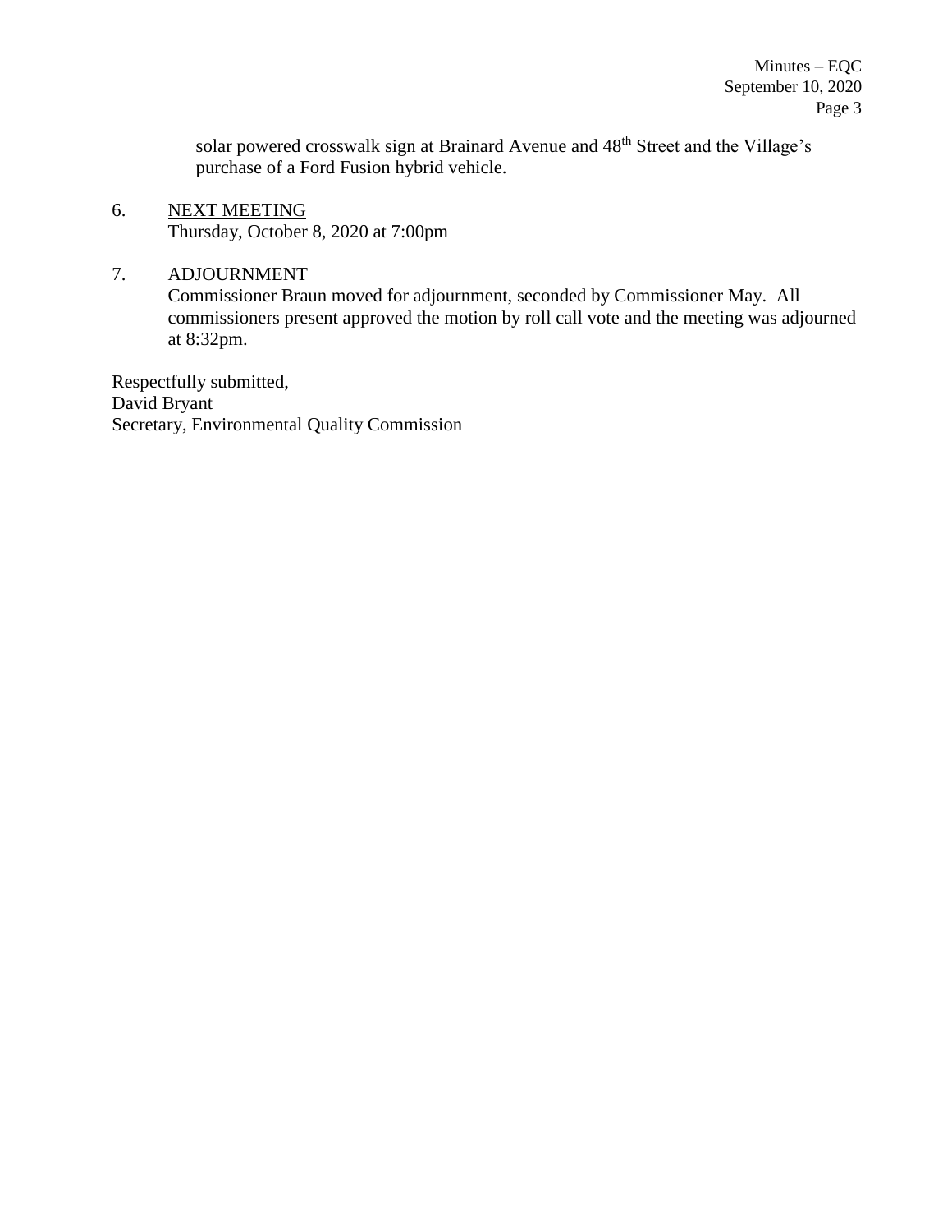solar powered crosswalk sign at Brainard Avenue and 48th Street and the Village's purchase of a Ford Fusion hybrid vehicle.

6. NEXT MEETING
   Thursday, October 8, 2020 at 7:00pm

7. ADJOURNMENT
   Commissioner Braun moved for adjournment, seconded by Commissioner May. All commissioners present approved the motion by roll call vote and the meeting was adjourned at 8:32pm.

Respectfully submitted,
David Bryant
Secretary, Environmental Quality Commission